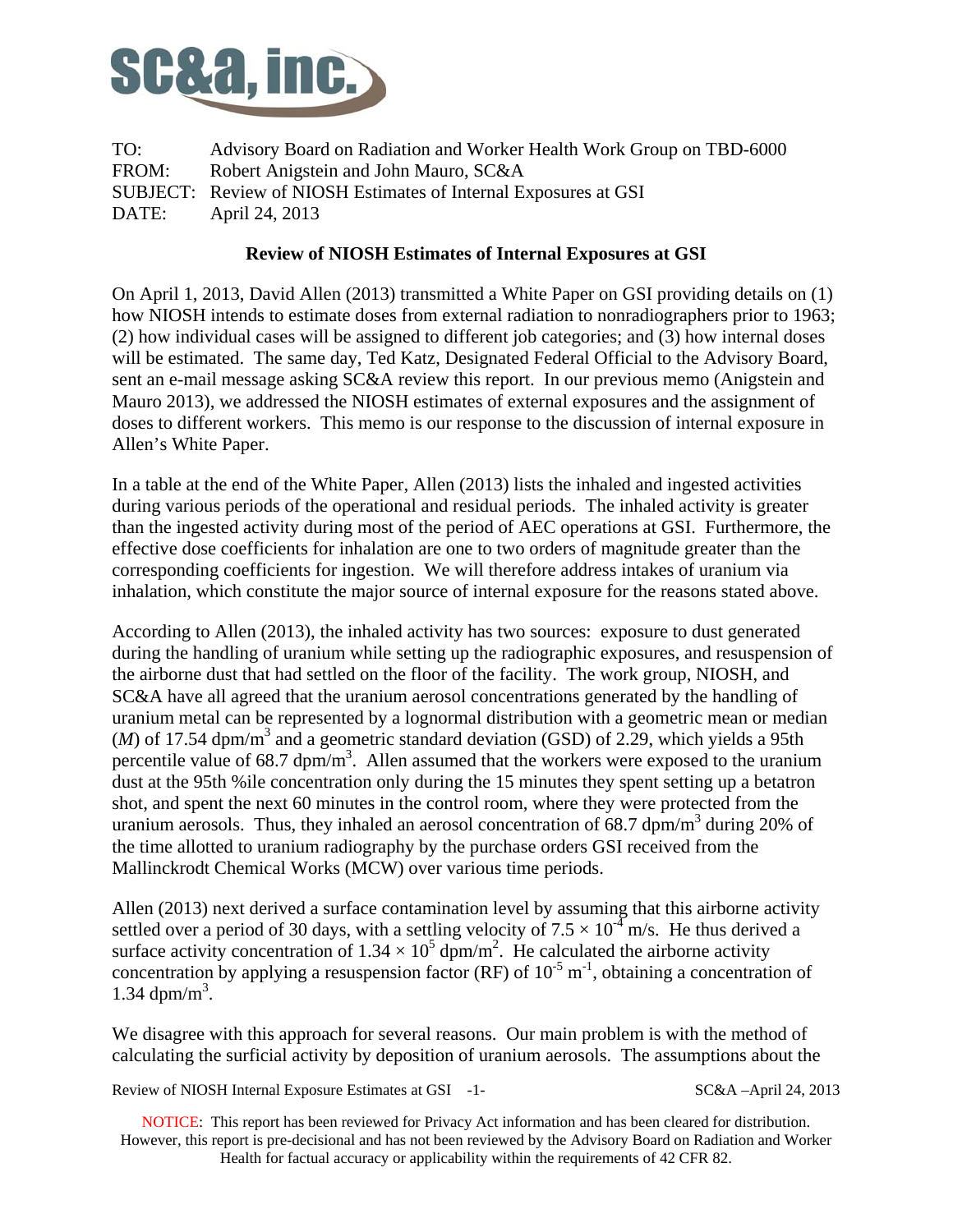TO: Advisory Board on Radiation and Worker Health Work Group on TBD-6000
FROM: Robert Anigstein and John Mauro, SC&A
SUBJECT: Review of NIOSH Estimates of Internal Exposures at GSI
DATE: April 24, 2013

## Review of NIOSH Estimates of Internal Exposures at GSI

On April 1, 2013, David Allen (2013) transmitted a White Paper on GSI providing details on (1) how NIOSH intends to estimate doses from external radiation to nonradiographers prior to 1963; (2) how individual cases will be assigned to different job categories; and (3) how internal doses will be estimated. The same day, Ted Katz, Designated Federal Official to the Advisory Board, sent an e-mail message asking SC&A review this report. In our previous memo (Anigstein and Mauro 2013), we addressed the NIOSH estimates of external exposures and the assignment of doses to different workers. This memo is our response to the discussion of internal exposure in Allen's White Paper.

In a table at the end of the White Paper, Allen (2013) lists the inhaled and ingested activities during various periods of the operational and residual periods. The inhaled activity is greater than the ingested activity during most of the period of AEC operations at GSI. Furthermore, the effective dose coefficients for inhalation are one to two orders of magnitude greater than the corresponding coefficients for ingestion. We will therefore address intakes of uranium via inhalation, which constitute the major source of internal exposure for the reasons stated above.

According to Allen (2013), the inhaled activity has two sources: exposure to dust generated during the handling of uranium while setting up the radiographic exposures, and resuspension of the airborne dust that had settled on the floor of the facility. The work group, NIOSH, and SC&A have all agreed that the uranium aerosol concentrations generated by the handling of uranium metal can be represented by a lognormal distribution with a geometric mean or median ($M$) of 17.54 dpm/m$^3$ and a geometric standard deviation (GSD) of 2.29, which yields a 95th percentile value of 68.7 dpm/m$^3$. Allen assumed that the workers were exposed to the uranium dust at the 95th %ile concentration only during the 15 minutes they spent setting up a betatron shot, and spent the next 60 minutes in the control room, where they were protected from the uranium aerosols. Thus, they inhaled an aerosol concentration of 68.7 dpm/m$^3$ during 20% of the time allotted to uranium radiography by the purchase orders GSI received from the Mallinckrodt Chemical Works (MCW) over various time periods.

Allen (2013) next derived a surface contamination level by assuming that this airborne activity settled over a period of 30 days, with a settling velocity of $7.5 \times 10^{-4}$ m/s. He thus derived a surface activity concentration of $1.34 \times 10^5$ dpm/m$^2$. He calculated the airborne activity concentration by applying a resuspension factor (RF) of $10^{-5}$ m$^{-1}$, obtaining a concentration of 1.34 dpm/m$^3$.

We disagree with this approach for several reasons. Our main problem is with the method of calculating the surficial activity by deposition of uranium aerosols. The assumptions about the

NOTICE: This report has been reviewed for Privacy Act information and has been cleared for distribution. However, this report is pre-decisional and has not been reviewed by the Advisory Board on Radiation and Worker Health for factual accuracy or applicability within the requirements of 42 CFR 82.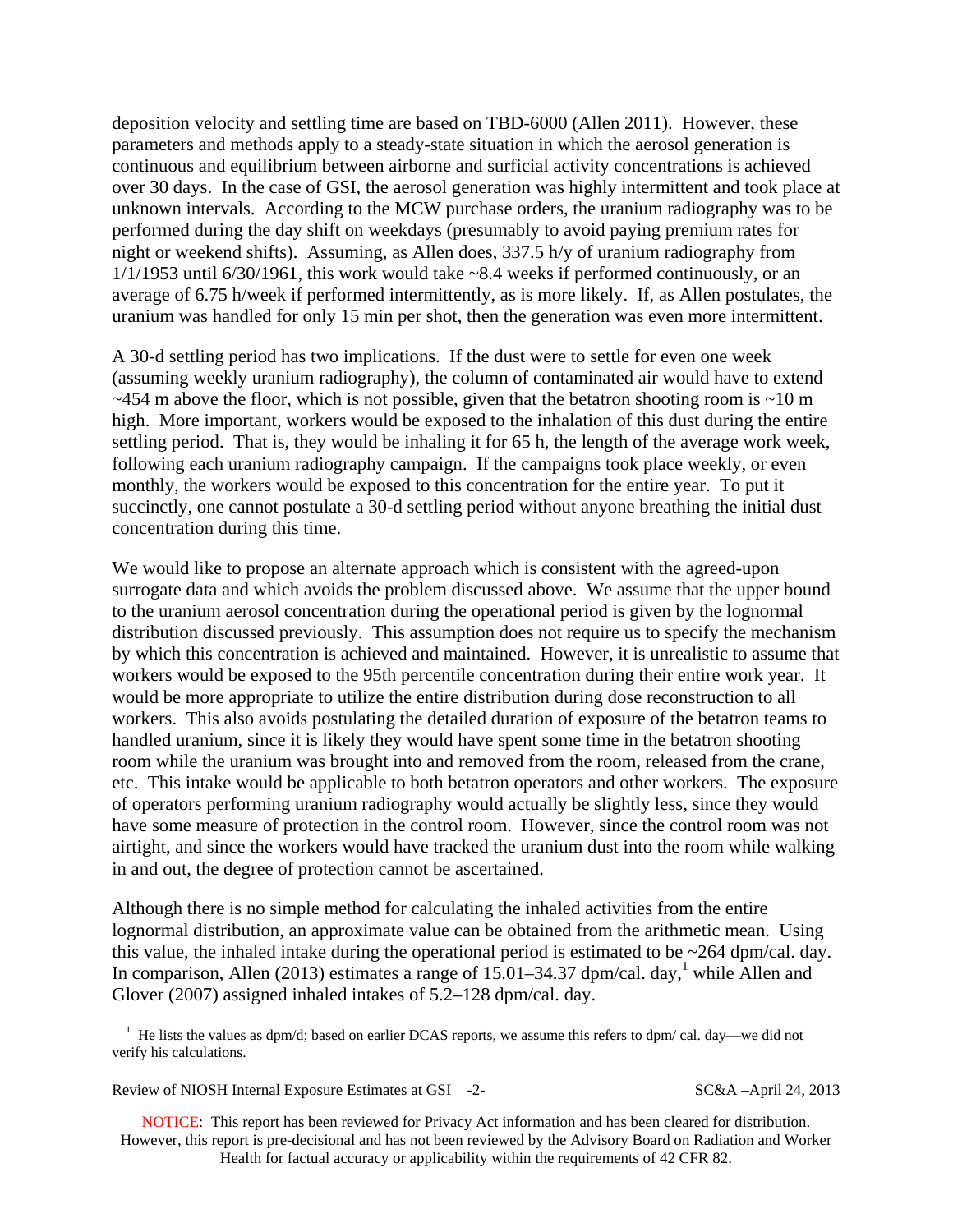deposition velocity and settling time are based on TBD-6000 (Allen 2011). However, these parameters and methods apply to a steady-state situation in which the aerosol generation is continuous and equilibrium between airborne and surficial activity concentrations is achieved over 30 days. In the case of GSI, the aerosol generation was highly intermittent and took place at unknown intervals. According to the MCW purchase orders, the uranium radiography was to be performed during the day shift on weekdays (presumably to avoid paying premium rates for night or weekend shifts). Assuming, as Allen does, 337.5 h/y of uranium radiography from 1/1/1953 until 6/30/1961, this work would take ~8.4 weeks if performed continuously, or an average of 6.75 h/week if performed intermittently, as is more likely. If, as Allen postulates, the uranium was handled for only 15 min per shot, then the generation was even more intermittent.

A 30-d settling period has two implications. If the dust were to settle for even one week (assuming weekly uranium radiography), the column of contaminated air would have to extend ~454 m above the floor, which is not possible, given that the betatron shooting room is ~10 m high. More important, workers would be exposed to the inhalation of this dust during the entire settling period. That is, they would be inhaling it for 65 h, the length of the average work week, following each uranium radiography campaign. If the campaigns took place weekly, or even monthly, the workers would be exposed to this concentration for the entire year. To put it succinctly, one cannot postulate a 30-d settling period without anyone breathing the initial dust concentration during this time.

We would like to propose an alternate approach which is consistent with the agreed-upon surrogate data and which avoids the problem discussed above. We assume that the upper bound to the uranium aerosol concentration during the operational period is given by the lognormal distribution discussed previously. This assumption does not require us to specify the mechanism by which this concentration is achieved and maintained. However, it is unrealistic to assume that workers would be exposed to the 95th percentile concentration during their entire work year. It would be more appropriate to utilize the entire distribution during dose reconstruction to all workers. This also avoids postulating the detailed duration of exposure of the betatron teams to handled uranium, since it is likely they would have spent some time in the betatron shooting room while the uranium was brought into and removed from the room, released from the crane, etc. This intake would be applicable to both betatron operators and other workers. The exposure of operators performing uranium radiography would actually be slightly less, since they would have some measure of protection in the control room. However, since the control room was not airtight, and since the workers would have tracked the uranium dust into the room while walking in and out, the degree of protection cannot be ascertained.

Although there is no simple method for calculating the inhaled activities from the entire lognormal distribution, an approximate value can be obtained from the arithmetic mean. Using this value, the inhaled intake during the operational period is estimated to be ~264 dpm/cal. day. In comparison, Allen (2013) estimates a range of 15.01–34.37 dpm/cal. day,[1] while Allen and Glover (2007) assigned inhaled intakes of 5.2–128 dpm/cal. day.

[1] He lists the values as dpm/d; based on earlier DCAS reports, we assume this refers to dpm/ cal. day—we did not verify his calculations.

NOTICE: This report has been reviewed for Privacy Act information and has been cleared for distribution. However, this report is pre-decisional and has not been reviewed by the Advisory Board on Radiation and Worker Health for factual accuracy or applicability within the requirements of 42 CFR 82.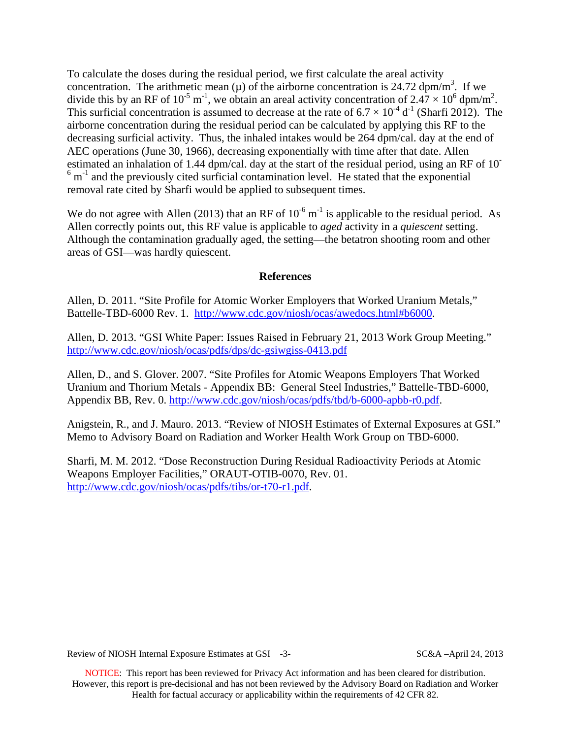To calculate the doses during the residual period, we first calculate the areal activity concentration. The arithmetic mean (μ) of the airborne concentration is 24.72 dpm/m$^3$. If we divide this by an RF of $10^{-5}$ m$^{-1}$, we obtain an areal activity concentration of $2.47 \times 10^6$ dpm/m$^2$. This surficial concentration is assumed to decrease at the rate of $6.7 \times 10^{-4}$ d$^{-1}$ (Sharfi 2012). The airborne concentration during the residual period can be calculated by applying this RF to the decreasing surficial activity. Thus, the inhaled intakes would be 264 dpm/cal. day at the end of AEC operations (June 30, 1966), decreasing exponentially with time after that date. Allen estimated an inhalation of 1.44 dpm/cal. day at the start of the residual period, using an RF of $10^{-6}$ m$^{-1}$ and the previously cited surficial contamination level. He stated that the exponential removal rate cited by Sharfi would be applied to subsequent times.

We do not agree with Allen (2013) that an RF of $10^{-6}$ m$^{-1}$ is applicable to the residual period. As Allen correctly points out, this RF value is applicable to *aged* activity in a *quiescent* setting. Although the contamination gradually aged, the setting—the betatron shooting room and other areas of GSI—was hardly quiescent.

## References

Allen, D. 2011. "Site Profile for Atomic Worker Employers that Worked Uranium Metals," Battelle-TBD-6000 Rev. 1. http://www.cdc.gov/niosh/ocas/awedocs.html#b6000.

Allen, D. 2013. "GSI White Paper: Issues Raised in February 21, 2013 Work Group Meeting." http://www.cdc.gov/niosh/ocas/pdfs/dps/dc-gsiwgiss-0413.pdf

Allen, D., and S. Glover. 2007. "Site Profiles for Atomic Weapons Employers That Worked Uranium and Thorium Metals - Appendix BB: General Steel Industries," Battelle-TBD-6000, Appendix BB, Rev. 0. http://www.cdc.gov/niosh/ocas/pdfs/tbd/b-6000-apbb-r0.pdf.

Anigstein, R., and J. Mauro. 2013. "Review of NIOSH Estimates of External Exposures at GSI." Memo to Advisory Board on Radiation and Worker Health Work Group on TBD-6000.

Sharfi, M. M. 2012. "Dose Reconstruction During Residual Radioactivity Periods at Atomic Weapons Employer Facilities," ORAUT-OTIB-0070, Rev. 01. http://www.cdc.gov/niosh/ocas/pdfs/tibs/or-t70-r1.pdf.

NOTICE: This report has been reviewed for Privacy Act information and has been cleared for distribution. However, this report is pre-decisional and has not been reviewed by the Advisory Board on Radiation and Worker Health for factual accuracy or applicability within the requirements of 42 CFR 82.